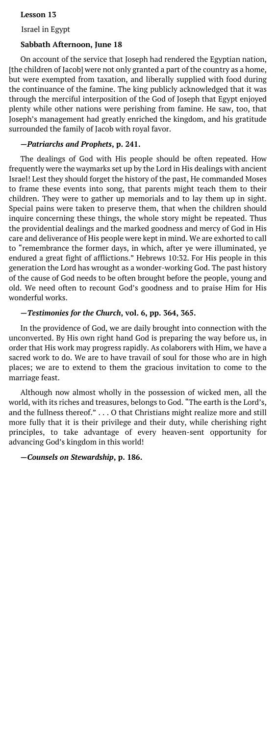**Lesson 13**

Israel in Egypt

**Sabbath Afternoon, June 18**

On account of the service that Joseph had rendered the Egyptian nation, [the children of Jacob] were not only granted a part of the country as a home, but were exempted from taxation, and liberally supplied with food during the continuance of the famine. The king publicly acknowledged that it was through the merciful interposition of the God of Joseph that Egypt enjoyed plenty while other nations were perishing from famine. He saw, too, that Joseph's management had greatly enriched the kingdom, and his gratitude surrounded the family of Jacob with royal favor.

**—*Patriarchs and Prophets*, p. 241.**

The dealings of God with His people should be often repeated. How frequently were the waymarks set up by the Lord in His dealings with ancient Israel! Lest they should forget the history of the past, He commanded Moses to frame these events into song, that parents might teach them to their children. They were to gather up memorials and to lay them up in sight. Special pains were taken to preserve them, that when the children should inquire concerning these things, the whole story might be repeated. Thus the providential dealings and the marked goodness and mercy of God in His care and deliverance of His people were kept in mind. We are exhorted to call to "remembrance the former days, in which, after ye were illuminated, ye endured a great fight of afflictions." Hebrews 10:32. For His people in this generation the Lord has wrought as a wonder-working God. The past history of the cause of God needs to be often brought before the people, young and old. We need often to recount God's goodness and to praise Him for His wonderful works.

**—*Testimonies for the Church*, vol. 6, pp. 364, 365.**

In the providence of God, we are daily brought into connection with the unconverted. By His own right hand God is preparing the way before us, in order that His work may progress rapidly. As colaborers with Him, we have a sacred work to do. We are to have travail of soul for those who are in high places; we are to extend to them the gracious invitation to come to the marriage feast.

Although now almost wholly in the possession of wicked men, all the world, with its riches and treasures, belongs to God. "The earth is the Lord's, and the fullness thereof." . . . O that Christians might realize more and still more fully that it is their privilege and their duty, while cherishing right principles, to take advantage of every heaven-sent opportunity for advancing God's kingdom in this world!

**—*Counsels on Stewardship*, p. 186.**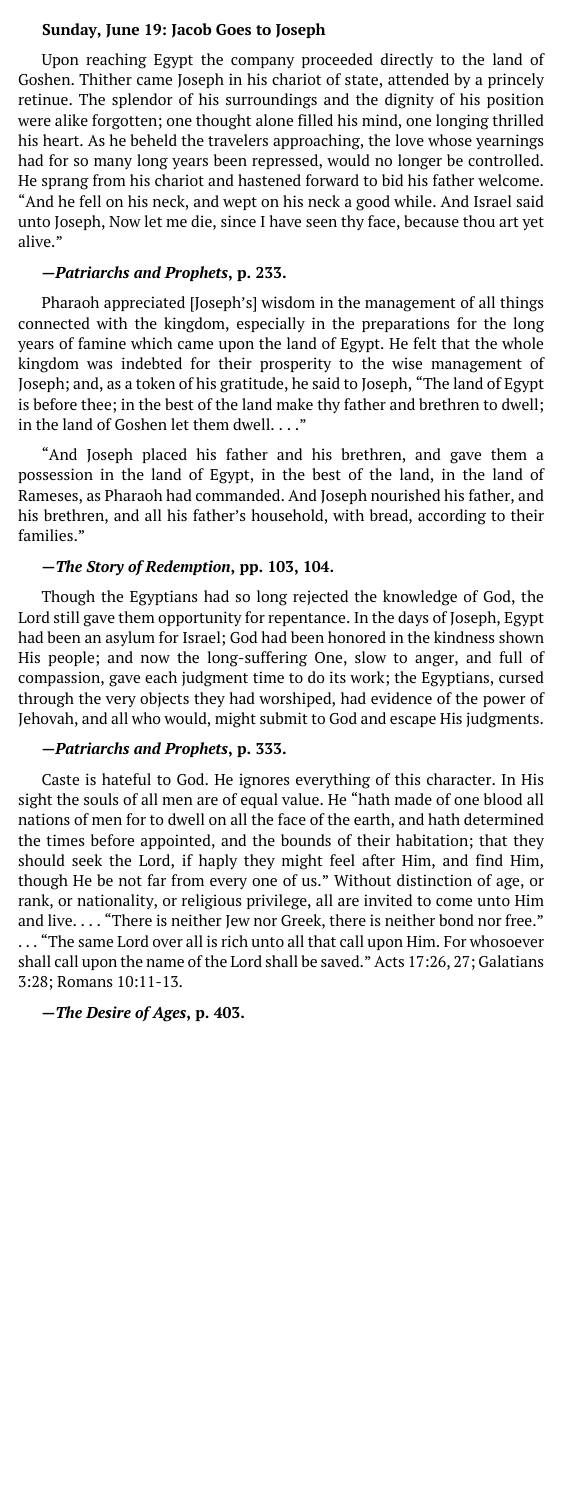### Sunday, June 19: Jacob Goes to Joseph

Upon reaching Egypt the company proceeded directly to the land of Goshen. Thither came Joseph in his chariot of state, attended by a princely retinue. The splendor of his surroundings and the dignity of his position were alike forgotten; one thought alone filled his mind, one longing thrilled his heart. As he beheld the travelers approaching, the love whose yearnings had for so many long years been repressed, would no longer be controlled. He sprang from his chariot and hastened forward to bid his father welcome. "And he fell on his neck, and wept on his neck a good while. And Israel said unto Joseph, Now let me die, since I have seen thy face, because thou art yet alive."

**—*Patriarchs and Prophets*, p. 233.**

Pharaoh appreciated [Joseph's] wisdom in the management of all things connected with the kingdom, especially in the preparations for the long years of famine which came upon the land of Egypt. He felt that the whole kingdom was indebted for their prosperity to the wise management of Joseph; and, as a token of his gratitude, he said to Joseph, "The land of Egypt is before thee; in the best of the land make thy father and brethren to dwell; in the land of Goshen let them dwell. . . ."

"And Joseph placed his father and his brethren, and gave them a possession in the land of Egypt, in the best of the land, in the land of Rameses, as Pharaoh had commanded. And Joseph nourished his father, and his brethren, and all his father's household, with bread, according to their families."

**—*The Story of Redemption*, pp. 103, 104.**

Though the Egyptians had so long rejected the knowledge of God, the Lord still gave them opportunity for repentance. In the days of Joseph, Egypt had been an asylum for Israel; God had been honored in the kindness shown His people; and now the long-suffering One, slow to anger, and full of compassion, gave each judgment time to do its work; the Egyptians, cursed through the very objects they had worshiped, had evidence of the power of Jehovah, and all who would, might submit to God and escape His judgments.

**—*Patriarchs and Prophets*, p. 333.**

Caste is hateful to God. He ignores everything of this character. In His sight the souls of all men are of equal value. He "hath made of one blood all nations of men for to dwell on all the face of the earth, and hath determined the times before appointed, and the bounds of their habitation; that they should seek the Lord, if haply they might feel after Him, and find Him, though He be not far from every one of us." Without distinction of age, or rank, or nationality, or religious privilege, all are invited to come unto Him and live. . . . "There is neither Jew nor Greek, there is neither bond nor free." . . . "The same Lord over all is rich unto all that call upon Him. For whosoever shall call upon the name of the Lord shall be saved." Acts 17:26, 27; Galatians 3:28; Romans 10:11-13.

**—*The Desire of Ages*, p. 403.**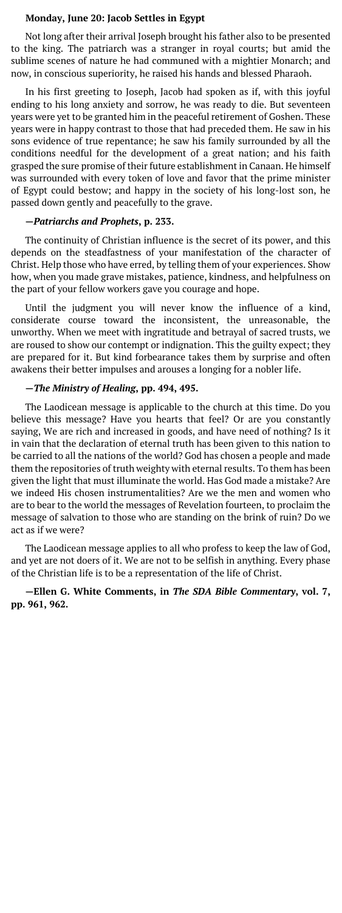### Monday, June 20: Jacob Settles in Egypt

Not long after their arrival Joseph brought his father also to be presented to the king. The patriarch was a stranger in royal courts; but amid the sublime scenes of nature he had communed with a mightier Monarch; and now, in conscious superiority, he raised his hands and blessed Pharaoh.

In his first greeting to Joseph, Jacob had spoken as if, with this joyful ending to his long anxiety and sorrow, he was ready to die. But seventeen years were yet to be granted him in the peaceful retirement of Goshen. These years were in happy contrast to those that had preceded them. He saw in his sons evidence of true repentance; he saw his family surrounded by all the conditions needful for the development of a great nation; and his faith grasped the sure promise of their future establishment in Canaan. He himself was surrounded with every token of love and favor that the prime minister of Egypt could bestow; and happy in the society of his long-lost son, he passed down gently and peacefully to the grave.

**—*Patriarchs and Prophets*, p. 233.**

The continuity of Christian influence is the secret of its power, and this depends on the steadfastness of your manifestation of the character of Christ. Help those who have erred, by telling them of your experiences. Show how, when you made grave mistakes, patience, kindness, and helpfulness on the part of your fellow workers gave you courage and hope.

Until the judgment you will never know the influence of a kind, considerate course toward the inconsistent, the unreasonable, the unworthy. When we meet with ingratitude and betrayal of sacred trusts, we are roused to show our contempt or indignation. This the guilty expect; they are prepared for it. But kind forbearance takes them by surprise and often awakens their better impulses and arouses a longing for a nobler life.

**—*The Ministry of Healing*, pp. 494, 495.**

The Laodicean message is applicable to the church at this time. Do you believe this message? Have you hearts that feel? Or are you constantly saying, We are rich and increased in goods, and have need of nothing? Is it in vain that the declaration of eternal truth has been given to this nation to be carried to all the nations of the world? God has chosen a people and made them the repositories of truth weighty with eternal results. To them has been given the light that must illuminate the world. Has God made a mistake? Are we indeed His chosen instrumentalities? Are we the men and women who are to bear to the world the messages of Revelation fourteen, to proclaim the message of salvation to those who are standing on the brink of ruin? Do we act as if we were?

The Laodicean message applies to all who profess to keep the law of God, and yet are not doers of it. We are not to be selfish in anything. Every phase of the Christian life is to be a representation of the life of Christ.

**—Ellen G. White Comments, in *The SDA Bible Commentary*, vol. 7, pp. 961, 962.**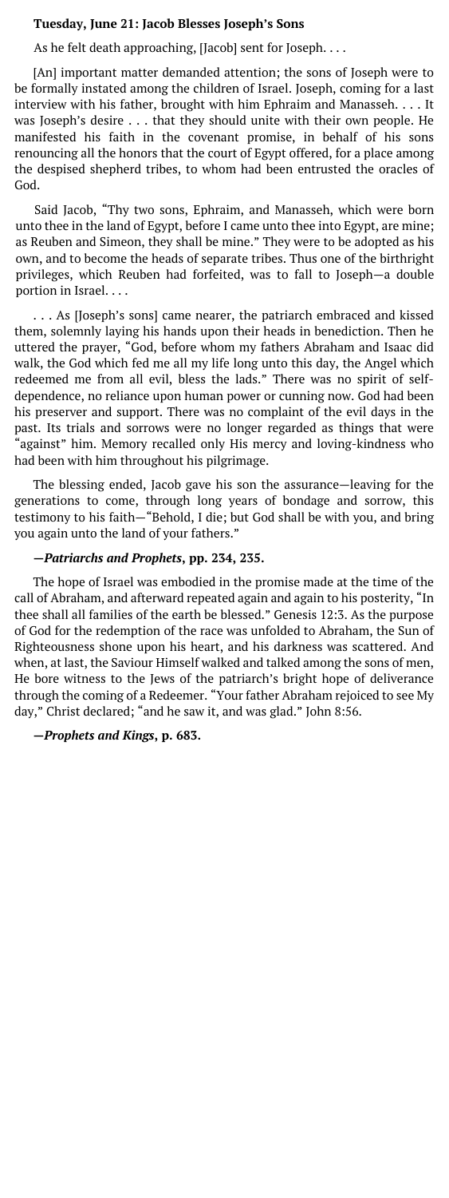**Tuesday, June 21: Jacob Blesses Joseph's Sons**

As he felt death approaching, [Jacob] sent for Joseph. . . .

[An] important matter demanded attention; the sons of Joseph were to be formally instated among the children of Israel. Joseph, coming for a last interview with his father, brought with him Ephraim and Manasseh. . . . It was Joseph's desire . . . that they should unite with their own people. He manifested his faith in the covenant promise, in behalf of his sons renouncing all the honors that the court of Egypt offered, for a place among the despised shepherd tribes, to whom had been entrusted the oracles of God.

Said Jacob, "Thy two sons, Ephraim, and Manasseh, which were born unto thee in the land of Egypt, before I came unto thee into Egypt, are mine; as Reuben and Simeon, they shall be mine." They were to be adopted as his own, and to become the heads of separate tribes. Thus one of the birthright privileges, which Reuben had forfeited, was to fall to Joseph—a double portion in Israel. . . .

. . . As [Joseph's sons] came nearer, the patriarch embraced and kissed them, solemnly laying his hands upon their heads in benediction. Then he uttered the prayer, "God, before whom my fathers Abraham and Isaac did walk, the God which fed me all my life long unto this day, the Angel which redeemed me from all evil, bless the lads." There was no spirit of self-dependence, no reliance upon human power or cunning now. God had been his preserver and support. There was no complaint of the evil days in the past. Its trials and sorrows were no longer regarded as things that were "against" him. Memory recalled only His mercy and loving-kindness who had been with him throughout his pilgrimage.

The blessing ended, Jacob gave his son the assurance—leaving for the generations to come, through long years of bondage and sorrow, this testimony to his faith—"Behold, I die; but God shall be with you, and bring you again unto the land of your fathers."

**—*Patriarchs and Prophets*, pp. 234, 235.**

The hope of Israel was embodied in the promise made at the time of the call of Abraham, and afterward repeated again and again to his posterity, "In thee shall all families of the earth be blessed." Genesis 12:3. As the purpose of God for the redemption of the race was unfolded to Abraham, the Sun of Righteousness shone upon his heart, and his darkness was scattered. And when, at last, the Saviour Himself walked and talked among the sons of men, He bore witness to the Jews of the patriarch's bright hope of deliverance through the coming of a Redeemer. "Your father Abraham rejoiced to see My day," Christ declared; "and he saw it, and was glad." John 8:56.

**—*Prophets and Kings*, p. 683.**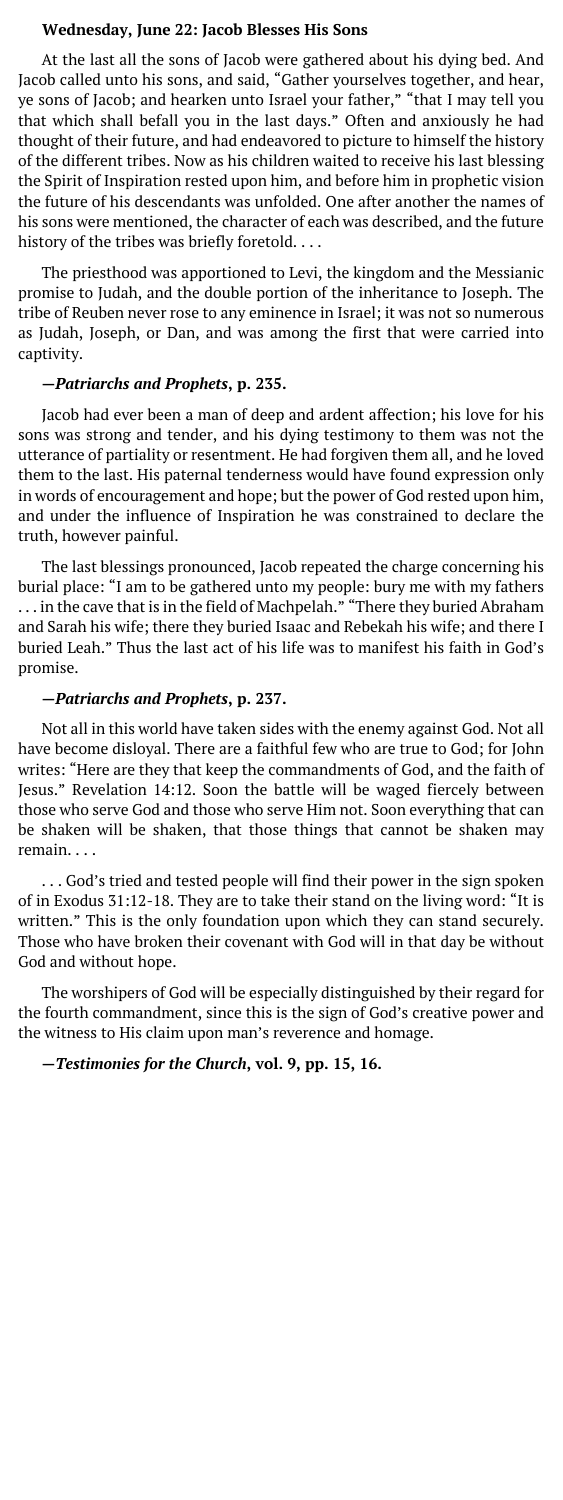### Wednesday, June 22: Jacob Blesses His Sons

At the last all the sons of Jacob were gathered about his dying bed. And Jacob called unto his sons, and said, "Gather yourselves together, and hear, ye sons of Jacob; and hearken unto Israel your father," "that I may tell you that which shall befall you in the last days." Often and anxiously he had thought of their future, and had endeavored to picture to himself the history of the different tribes. Now as his children waited to receive his last blessing the Spirit of Inspiration rested upon him, and before him in prophetic vision the future of his descendants was unfolded. One after another the names of his sons were mentioned, the character of each was described, and the future history of the tribes was briefly foretold. . . .

The priesthood was apportioned to Levi, the kingdom and the Messianic promise to Judah, and the double portion of the inheritance to Joseph. The tribe of Reuben never rose to any eminence in Israel; it was not so numerous as Judah, Joseph, or Dan, and was among the first that were carried into captivity.

**—*Patriarchs and Prophets*, p. 235.**

Jacob had ever been a man of deep and ardent affection; his love for his sons was strong and tender, and his dying testimony to them was not the utterance of partiality or resentment. He had forgiven them all, and he loved them to the last. His paternal tenderness would have found expression only in words of encouragement and hope; but the power of God rested upon him, and under the influence of Inspiration he was constrained to declare the truth, however painful.

The last blessings pronounced, Jacob repeated the charge concerning his burial place: "I am to be gathered unto my people: bury me with my fathers . . . in the cave that is in the field of Machpelah." "There they buried Abraham and Sarah his wife; there they buried Isaac and Rebekah his wife; and there I buried Leah." Thus the last act of his life was to manifest his faith in God's promise.

**—*Patriarchs and Prophets*, p. 237.**

Not all in this world have taken sides with the enemy against God. Not all have become disloyal. There are a faithful few who are true to God; for John writes: "Here are they that keep the commandments of God, and the faith of Jesus." Revelation 14:12. Soon the battle will be waged fiercely between those who serve God and those who serve Him not. Soon everything that can be shaken will be shaken, that those things that cannot be shaken may remain. . . .

. . . God's tried and tested people will find their power in the sign spoken of in Exodus 31:12-18. They are to take their stand on the living word: "It is written." This is the only foundation upon which they can stand securely. Those who have broken their covenant with God will in that day be without God and without hope.

The worshipers of God will be especially distinguished by their regard for the fourth commandment, since this is the sign of God's creative power and the witness to His claim upon man's reverence and homage.

**—*Testimonies for the Church*, vol. 9, pp. 15, 16.**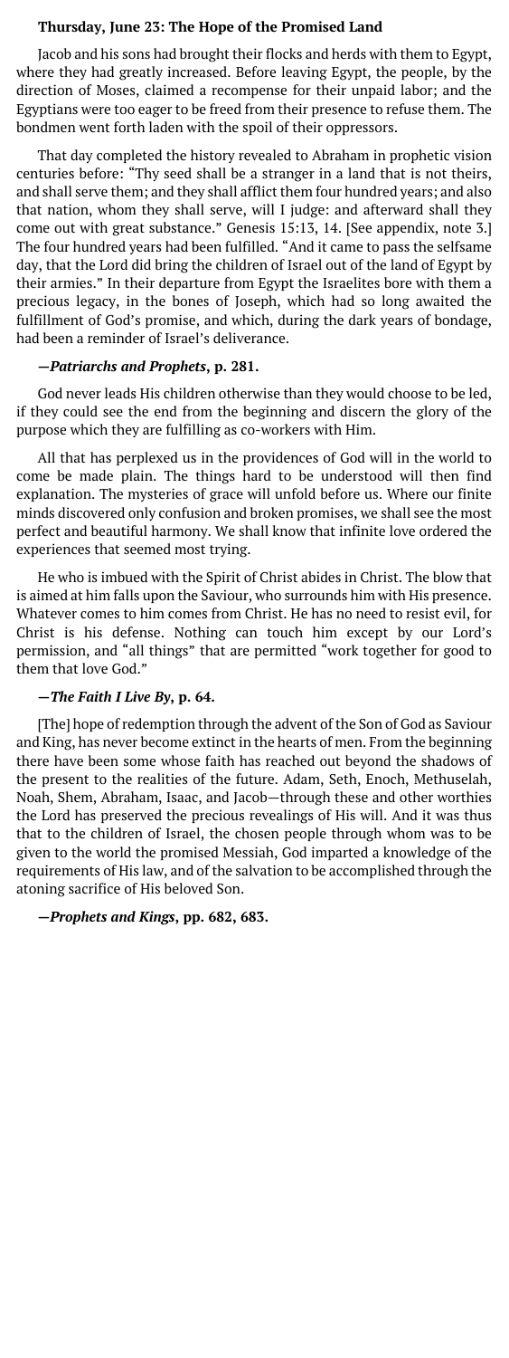**Thursday, June 23: The Hope of the Promised Land**

Jacob and his sons had brought their flocks and herds with them to Egypt, where they had greatly increased. Before leaving Egypt, the people, by the direction of Moses, claimed a recompense for their unpaid labor; and the Egyptians were too eager to be freed from their presence to refuse them. The bondmen went forth laden with the spoil of their oppressors.

That day completed the history revealed to Abraham in prophetic vision centuries before: "Thy seed shall be a stranger in a land that is not theirs, and shall serve them; and they shall afflict them four hundred years; and also that nation, whom they shall serve, will I judge: and afterward shall they come out with great substance." Genesis 15:13, 14. [See appendix, note 3.] The four hundred years had been fulfilled. "And it came to pass the selfsame day, that the Lord did bring the children of Israel out of the land of Egypt by their armies." In their departure from Egypt the Israelites bore with them a precious legacy, in the bones of Joseph, which had so long awaited the fulfillment of God's promise, and which, during the dark years of bondage, had been a reminder of Israel's deliverance.

**—*Patriarchs and Prophets*, p. 281.**

God never leads His children otherwise than they would choose to be led, if they could see the end from the beginning and discern the glory of the purpose which they are fulfilling as co-workers with Him.

All that has perplexed us in the providences of God will in the world to come be made plain. The things hard to be understood will then find explanation. The mysteries of grace will unfold before us. Where our finite minds discovered only confusion and broken promises, we shall see the most perfect and beautiful harmony. We shall know that infinite love ordered the experiences that seemed most trying.

He who is imbued with the Spirit of Christ abides in Christ. The blow that is aimed at him falls upon the Saviour, who surrounds him with His presence. Whatever comes to him comes from Christ. He has no need to resist evil, for Christ is his defense. Nothing can touch him except by our Lord's permission, and "all things" that are permitted "work together for good to them that love God."

**—*The Faith I Live By*, p. 64.**

[The] hope of redemption through the advent of the Son of God as Saviour and King, has never become extinct in the hearts of men. From the beginning there have been some whose faith has reached out beyond the shadows of the present to the realities of the future. Adam, Seth, Enoch, Methuselah, Noah, Shem, Abraham, Isaac, and Jacob—through these and other worthies the Lord has preserved the precious revealings of His will. And it was thus that to the children of Israel, the chosen people through whom was to be given to the world the promised Messiah, God imparted a knowledge of the requirements of His law, and of the salvation to be accomplished through the atoning sacrifice of His beloved Son.

**—*Prophets and Kings*, pp. 682, 683.**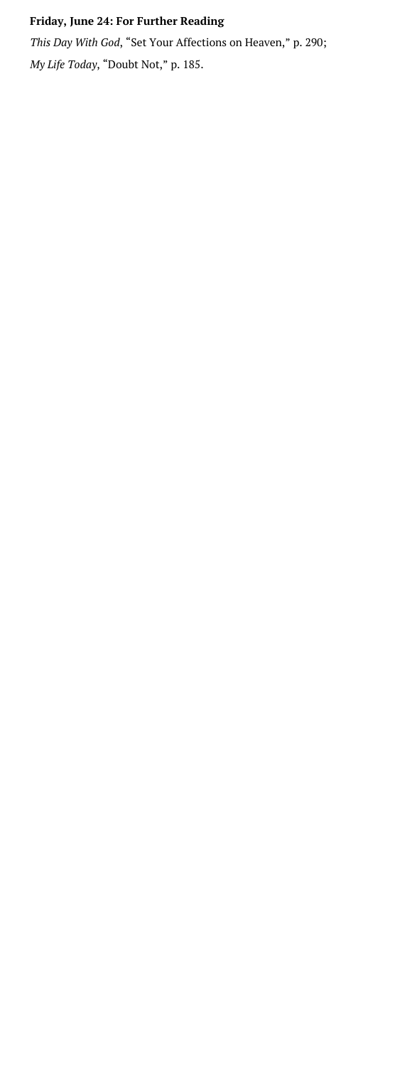**Friday, June 24: For Further Reading**

*This Day With God*, "Set Your Affections on Heaven," p. 290;

*My Life Today*, "Doubt Not," p. 185.